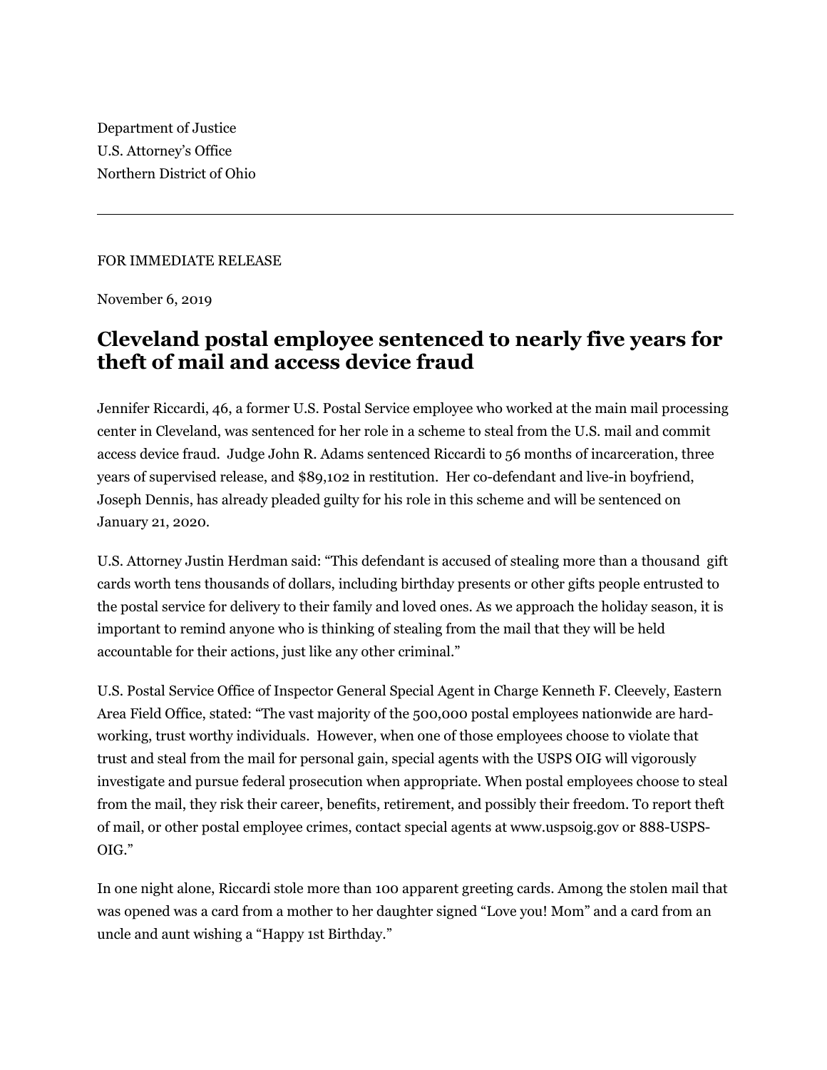Department of Justice
U.S. Attorney's Office
Northern District of Ohio

---

FOR IMMEDIATE RELEASE

November 6, 2019

# Cleveland postal employee sentenced to nearly five years for theft of mail and access device fraud

Jennifer Riccardi, 46, a former U.S. Postal Service employee who worked at the main mail processing center in Cleveland, was sentenced for her role in a scheme to steal from the U.S. mail and commit access device fraud. Judge John R. Adams sentenced Riccardi to 56 months of incarceration, three years of supervised release, and $89,102 in restitution. Her co-defendant and live-in boyfriend, Joseph Dennis, has already pleaded guilty for his role in this scheme and will be sentenced on January 21, 2020.

U.S. Attorney Justin Herdman said: "This defendant is accused of stealing more than a thousand gift cards worth tens thousands of dollars, including birthday presents or other gifts people entrusted to the postal service for delivery to their family and loved ones. As we approach the holiday season, it is important to remind anyone who is thinking of stealing from the mail that they will be held accountable for their actions, just like any other criminal."

U.S. Postal Service Office of Inspector General Special Agent in Charge Kenneth F. Cleevely, Eastern Area Field Office, stated: "The vast majority of the 500,000 postal employees nationwide are hard-working, trust worthy individuals. However, when one of those employees choose to violate that trust and steal from the mail for personal gain, special agents with the USPS OIG will vigorously investigate and pursue federal prosecution when appropriate. When postal employees choose to steal from the mail, they risk their career, benefits, retirement, and possibly their freedom. To report theft of mail, or other postal employee crimes, contact special agents at www.uspsoig.gov or 888-USPS-OIG."

In one night alone, Riccardi stole more than 100 apparent greeting cards. Among the stolen mail that was opened was a card from a mother to her daughter signed "Love you! Mom" and a card from an uncle and aunt wishing a "Happy 1st Birthday."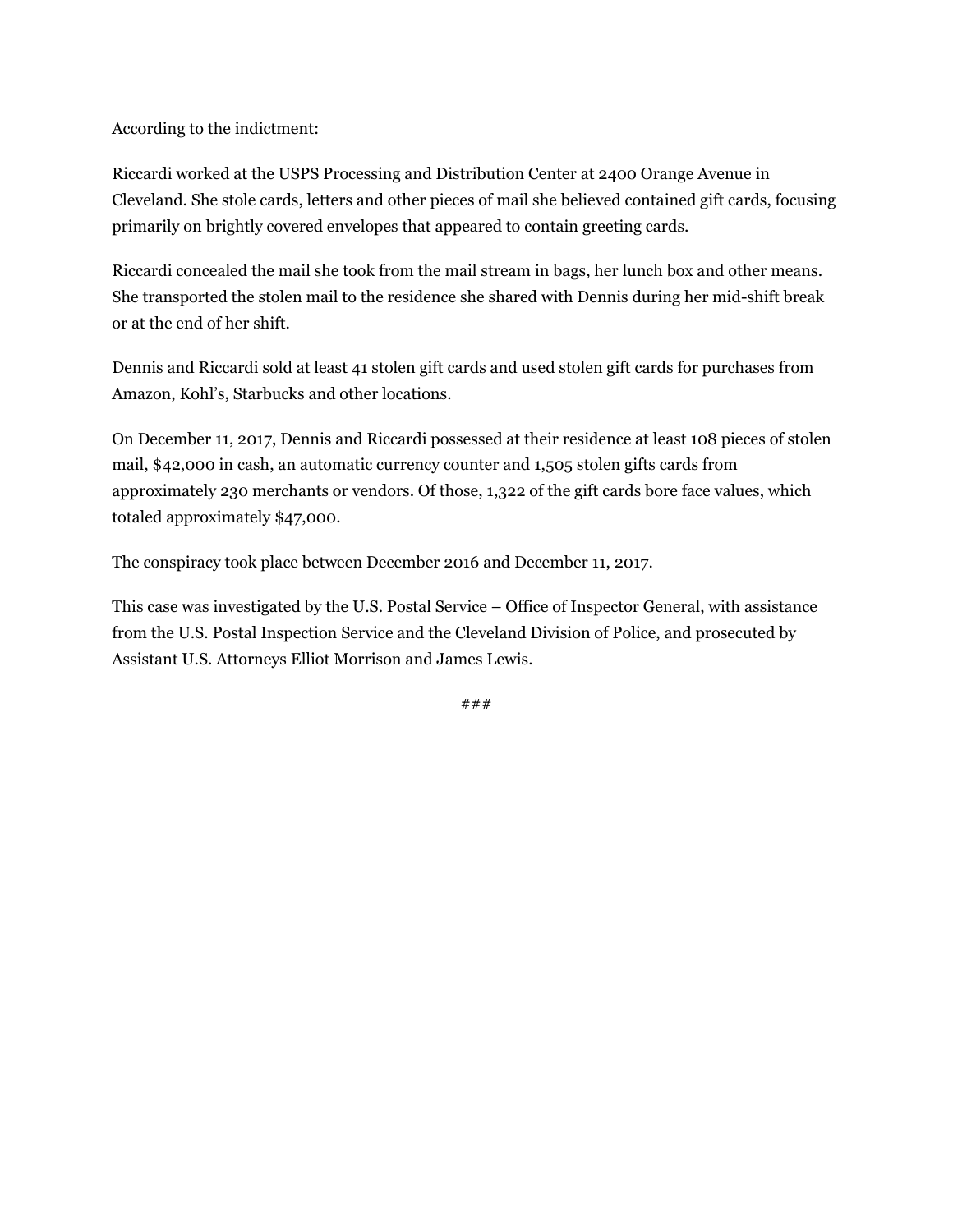According to the indictment:

Riccardi worked at the USPS Processing and Distribution Center at 2400 Orange Avenue in Cleveland. She stole cards, letters and other pieces of mail she believed contained gift cards, focusing primarily on brightly covered envelopes that appeared to contain greeting cards.

Riccardi concealed the mail she took from the mail stream in bags, her lunch box and other means. She transported the stolen mail to the residence she shared with Dennis during her mid-shift break or at the end of her shift.

Dennis and Riccardi sold at least 41 stolen gift cards and used stolen gift cards for purchases from Amazon, Kohl's, Starbucks and other locations.

On December 11, 2017, Dennis and Riccardi possessed at their residence at least 108 pieces of stolen mail, $42,000 in cash, an automatic currency counter and 1,505 stolen gifts cards from approximately 230 merchants or vendors. Of those, 1,322 of the gift cards bore face values, which totaled approximately $47,000.

The conspiracy took place between December 2016 and December 11, 2017.

This case was investigated by the U.S. Postal Service – Office of Inspector General, with assistance from the U.S. Postal Inspection Service and the Cleveland Division of Police, and prosecuted by Assistant U.S. Attorneys Elliot Morrison and James Lewis.

###